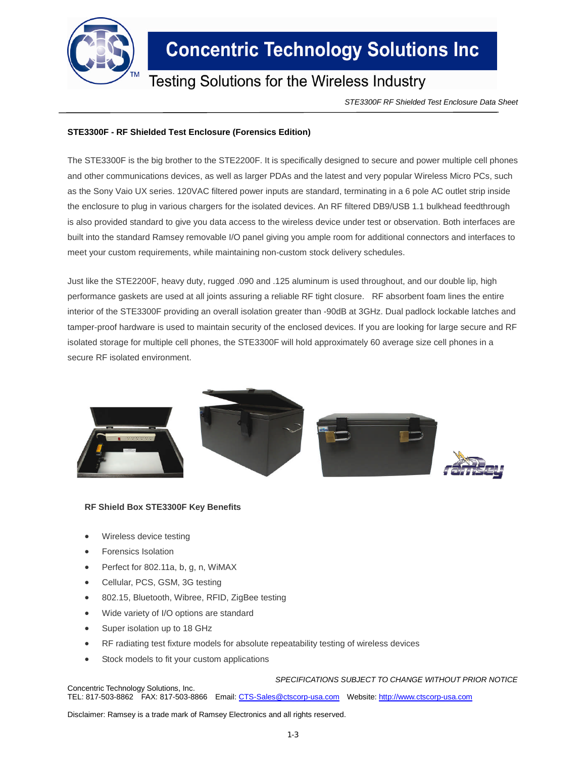# STE3300F - RF Shielded Test Enclosure (Forensics Edition)

The STE3300F is the big brother to the STE2200F. It is specifically designed to secure and power multiple cell phones and other communications devices, as well as larger PDAs and the latest and very popular Wireless Micro PCs, such as the Sony Vaio UX series. 120VAC filtered power inputs are standard, terminating in a 6 pole AC outlet strip inside the enclosure to plug in various chargers for the isolated devices. An RF filtered DB9/USB 1.1 bulkhead feedthrough is also provided standard to give you data access to the wireless device under test or observation. Both interfaces are built into the standard Ramsey removable I/O panel giving you ample room for additional connectors and interfaces to meet your custom requirements, while maintaining non-custom stock delivery schedules.

Just like the STE2200F, heavy duty, rugged .090 and .125 aluminum is used throughout, and our double lip, high performance gaskets are used at all joints assuring a reliable RF tight closure. RF absorbent foam lines the entire interior of the STE3300F providing an overall isolation greater than -90dB at 3GHz. Dual padlock lockable latches and tamper-proof hardware is used to maintain security of the enclosed devices. If you are looking for large secure and RF isolated storage for multiple cell phones, the STE3300F will hold approximately 60 average size cell phones in a secure RF isolated environment.

## RF Shield Box STE3300F Key Benefits

- Wireless device testing
- Forensics Isolation
- Perfect for 802.11a, b, g, n, WiMAX
- Cellular, PCS, GSM, 3G testing
- 802.15, Bluetooth, Wibree, RFID, ZigBee testing
- Wide variety of I/O options are standard
- Super isolation up to 18 GHz
- RF radiating test fixture models for absolute repeatability testing of wireless devices
- Stock models to fit your custom applications

*SPECIFICATIONS SUBJECT TO CHANGE WITHOUT PRIOR NOTICE*

Concentric Technology Solutions, Inc.
TEL: 817-503-8862 FAX: 817-503-8866 Email: CTS-Sales@ctscorp-usa.com Website: http://www.ctscorp-usa.com

Disclaimer: Ramsey is a trade mark of Ramsey Electronics and all rights reserved.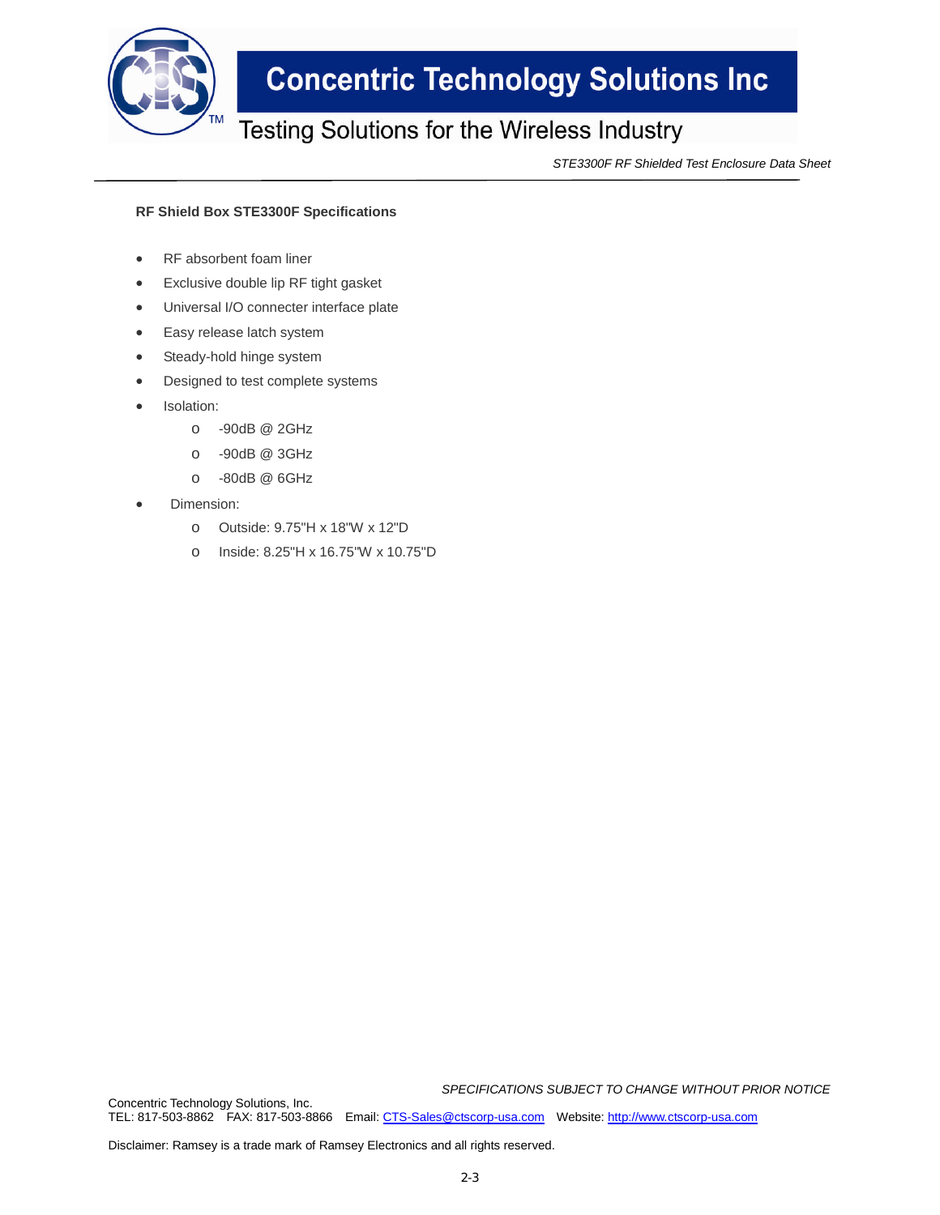**RF Shield Box STE3300F Specifications**

- RF absorbent foam liner
- Exclusive double lip RF tight gasket
- Universal I/O connecter interface plate
- Easy release latch system
- Steady-hold hinge system
- Designed to test complete systems
- Isolation:
  - -90dB @ 2GHz
  - -90dB @ 3GHz
  - -80dB @ 6GHz
- Dimension:
  - Outside: 9.75"H x 18"W x 12"D
  - Inside: 8.25"H x 16.75"W x 10.75"D

*SPECIFICATIONS SUBJECT TO CHANGE WITHOUT PRIOR NOTICE*

Concentric Technology Solutions, Inc.
TEL: 817-503-8862 FAX: 817-503-8866 Email: CTS-Sales@ctscorp-usa.com Website: http://www.ctscorp-usa.com

Disclaimer: Ramsey is a trade mark of Ramsey Electronics and all rights reserved.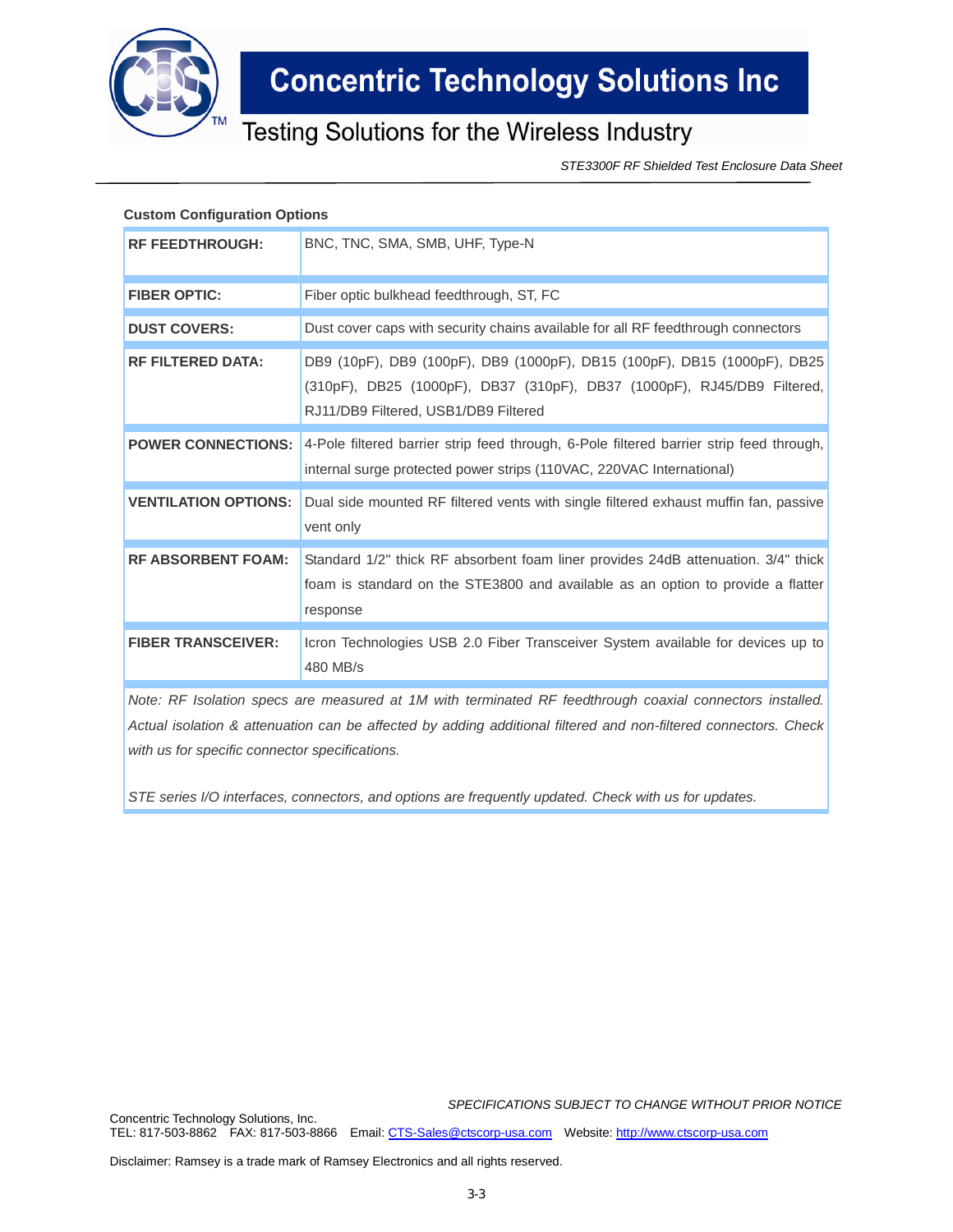**Custom Configuration Options**

| | |
|---|---|
| **RF FEEDTHROUGH:** | BNC, TNC, SMA, SMB, UHF, Type-N |
| **FIBER OPTIC:** | Fiber optic bulkhead feedthrough, ST, FC |
| **DUST COVERS:** | Dust cover caps with security chains available for all RF feedthrough connectors |
| **RF FILTERED DATA:** | DB9 (10pF), DB9 (100pF), DB9 (1000pF), DB15 (100pF), DB15 (1000pF), DB25 (310pF), DB25 (1000pF), DB37 (310pF), DB37 (1000pF), RJ45/DB9 Filtered, RJ11/DB9 Filtered, USB1/DB9 Filtered |
| **POWER CONNECTIONS:** | 4-Pole filtered barrier strip feed through, 6-Pole filtered barrier strip feed through, internal surge protected power strips (110VAC, 220VAC International) |
| **VENTILATION OPTIONS:** | Dual side mounted RF filtered vents with single filtered exhaust muffin fan, passive vent only |
| **RF ABSORBENT FOAM:** | Standard 1/2" thick RF absorbent foam liner provides 24dB attenuation. 3/4" thick foam is standard on the STE3800 and available as an option to provide a flatter response |
| **FIBER TRANSCEIVER:** | Icron Technologies USB 2.0 Fiber Transceiver System available for devices up to 480 MB/s |

*Note: RF Isolation specs are measured at 1M with terminated RF feedthrough coaxial connectors installed. Actual isolation & attenuation can be affected by adding additional filtered and non-filtered connectors. Check with us for specific connector specifications.*

*STE series I/O interfaces, connectors, and options are frequently updated. Check with us for updates.*

*SPECIFICATIONS SUBJECT TO CHANGE WITHOUT PRIOR NOTICE*

Concentric Technology Solutions, Inc.
TEL: 817-503-8862 FAX: 817-503-8866 Email: CTS-Sales@ctscorp-usa.com Website: http://www.ctscorp-usa.com

Disclaimer: Ramsey is a trade mark of Ramsey Electronics and all rights reserved.